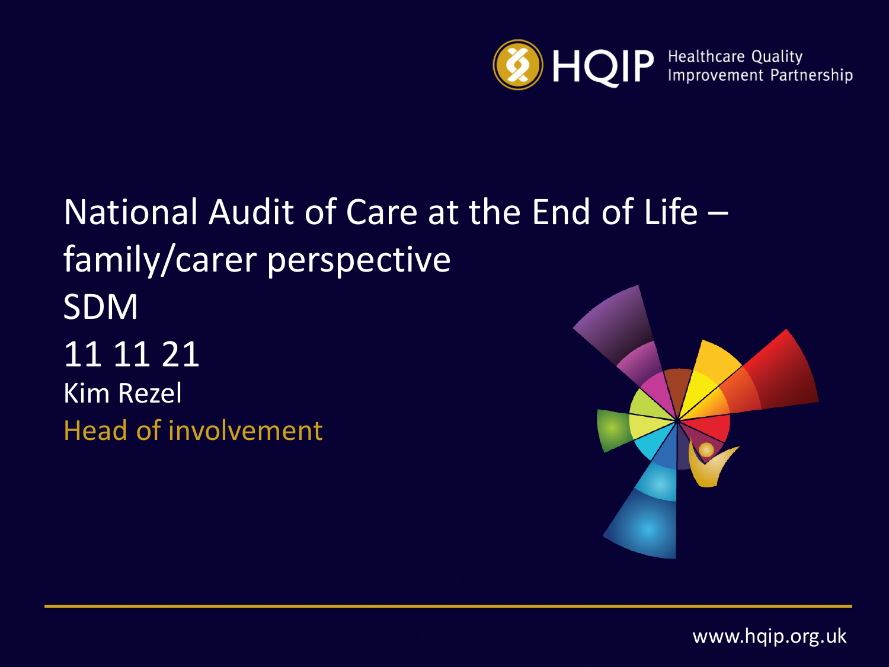HQIP Healthcare Quality Improvement Partnership

# National Audit of Care at the End of Life – family/carer perspective

SDM

11 11 21

Kim Rezel

Head of involvement

www.hqip.org.uk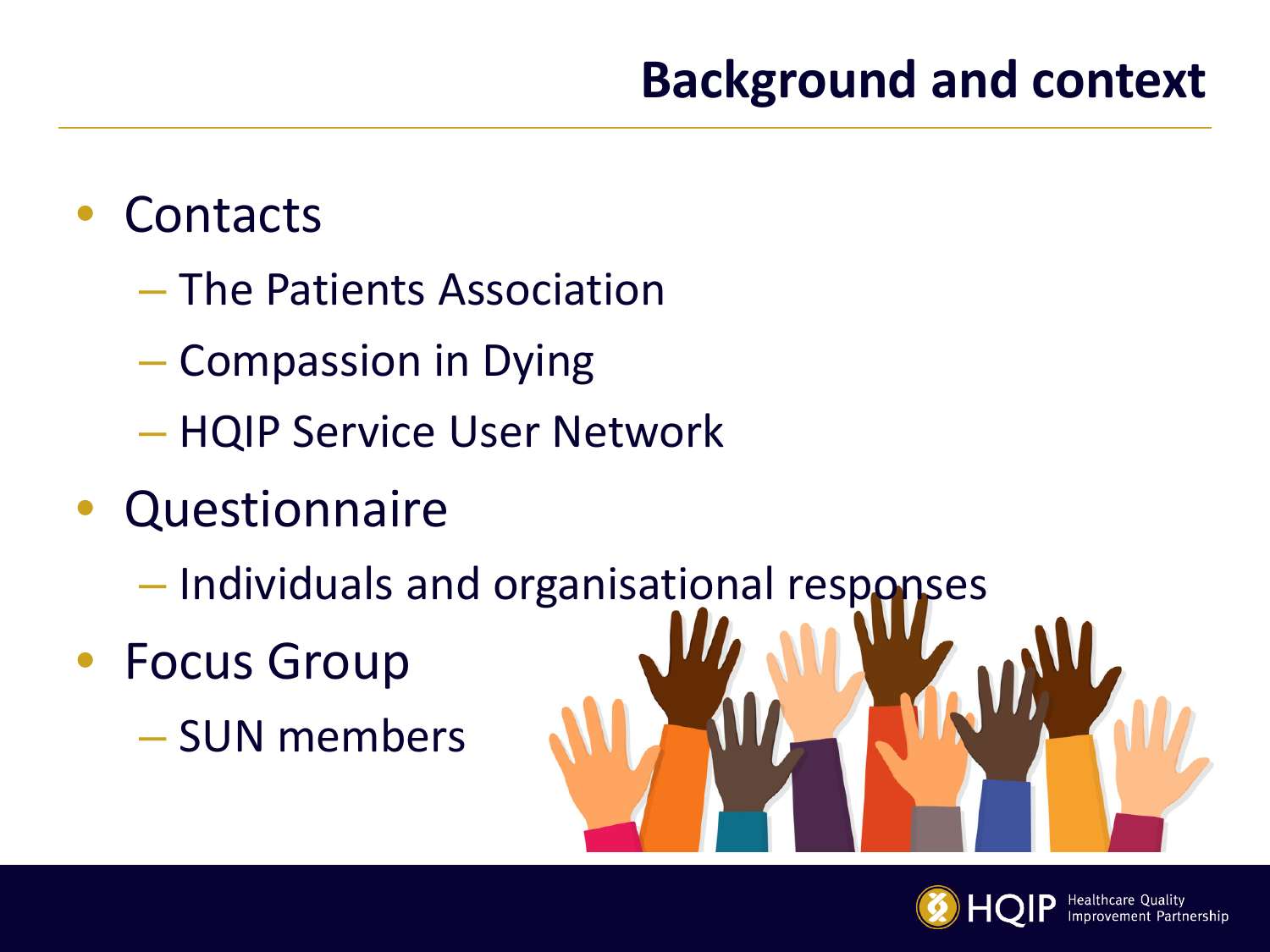# Background and context

- Contacts
  - The Patients Association
  - Compassion in Dying
  - HQIP Service User Network
- Questionnaire
  - Individuals and organisational responses
- Focus Group
  - SUN members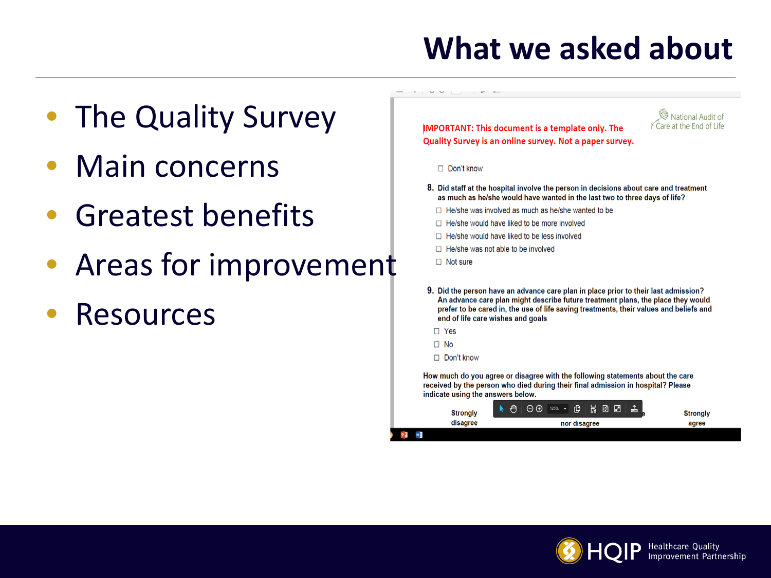# What we asked about

- The Quality Survey
- Main concerns
- Greatest benefits
- Areas for improvement
- Resources

National Audit of Care at the End of Life

IMPORTANT: This document is a template only. The Quality Survey is an online survey. Not a paper survey.

☐ Don't know

8. Did staff at the hospital involve the person in decisions about care and treatment as much as he/she would have wanted in the last two to three days of life?
   - ☐ He/she was involved as much as he/she wanted to be
   - ☐ He/she would have liked to be more involved
   - ☐ He/she would have liked to be less involved
   - ☐ He/she was not able to be involved
   - ☐ Not sure

9. Did the person have an advance care plan in place prior to their last admission? An advance care plan might describe future treatment plans, the place they would prefer to be cared in, the use of life saving treatments, their values and beliefs and end of life care wishes and goals
   - ☐ Yes
   - ☐ No
   - ☐ Don't know

How much do you agree or disagree with the following statements about the care received by the person who died during their final admission in hospital? Please indicate using the answers below.

| Strongly disagree | nor disagree | Strongly agree |
|---|---|---|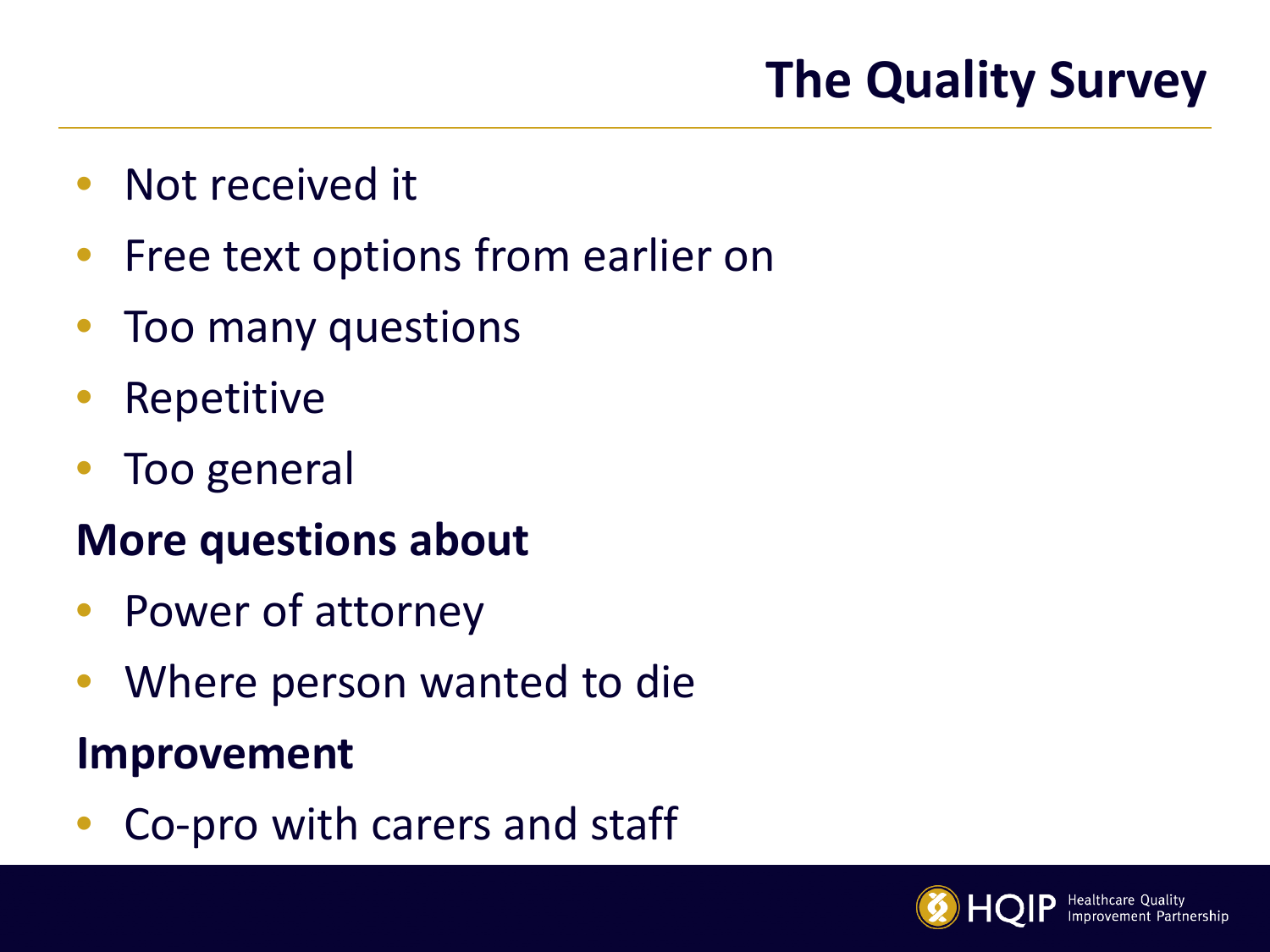# The Quality Survey

- Not received it
- Free text options from earlier on
- Too many questions
- Repetitive
- Too general

**More questions about**

- Power of attorney
- Where person wanted to die

**Improvement**

- Co-pro with carers and staff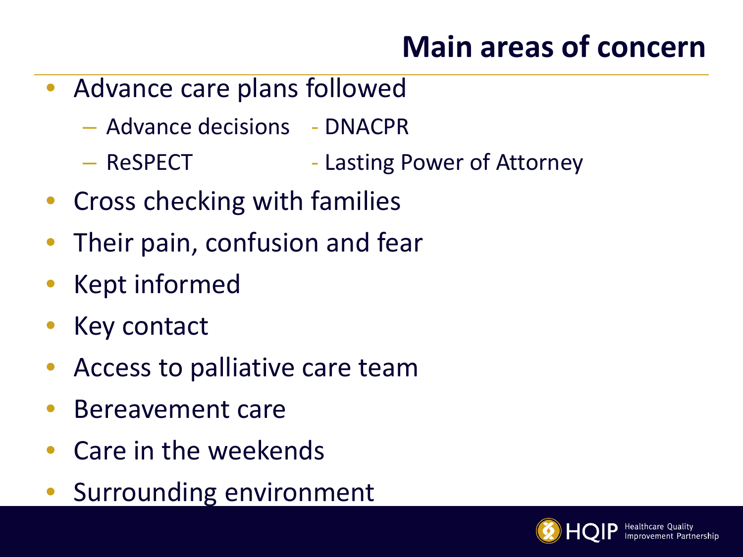# Main areas of concern

- Advance care plans followed
  - Advance decisions
  - DNACPR
  - ReSPECT
  - Lasting Power of Attorney
- Cross checking with families
- Their pain, confusion and fear
- Kept informed
- Key contact
- Access to palliative care team
- Bereavement care
- Care in the weekends
- Surrounding environment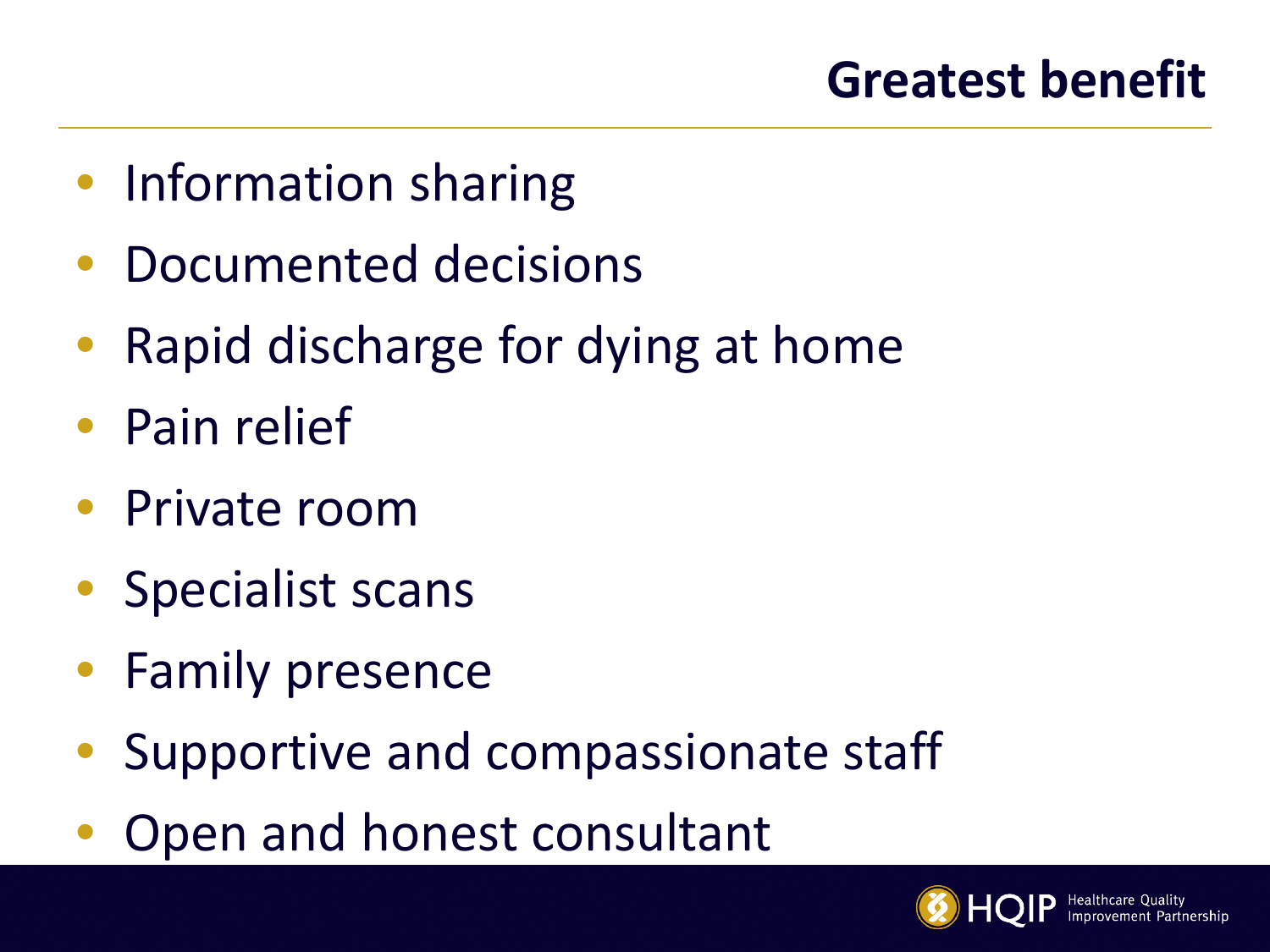# Greatest benefit

- Information sharing
- Documented decisions
- Rapid discharge for dying at home
- Pain relief
- Private room
- Specialist scans
- Family presence
- Supportive and compassionate staff
- Open and honest consultant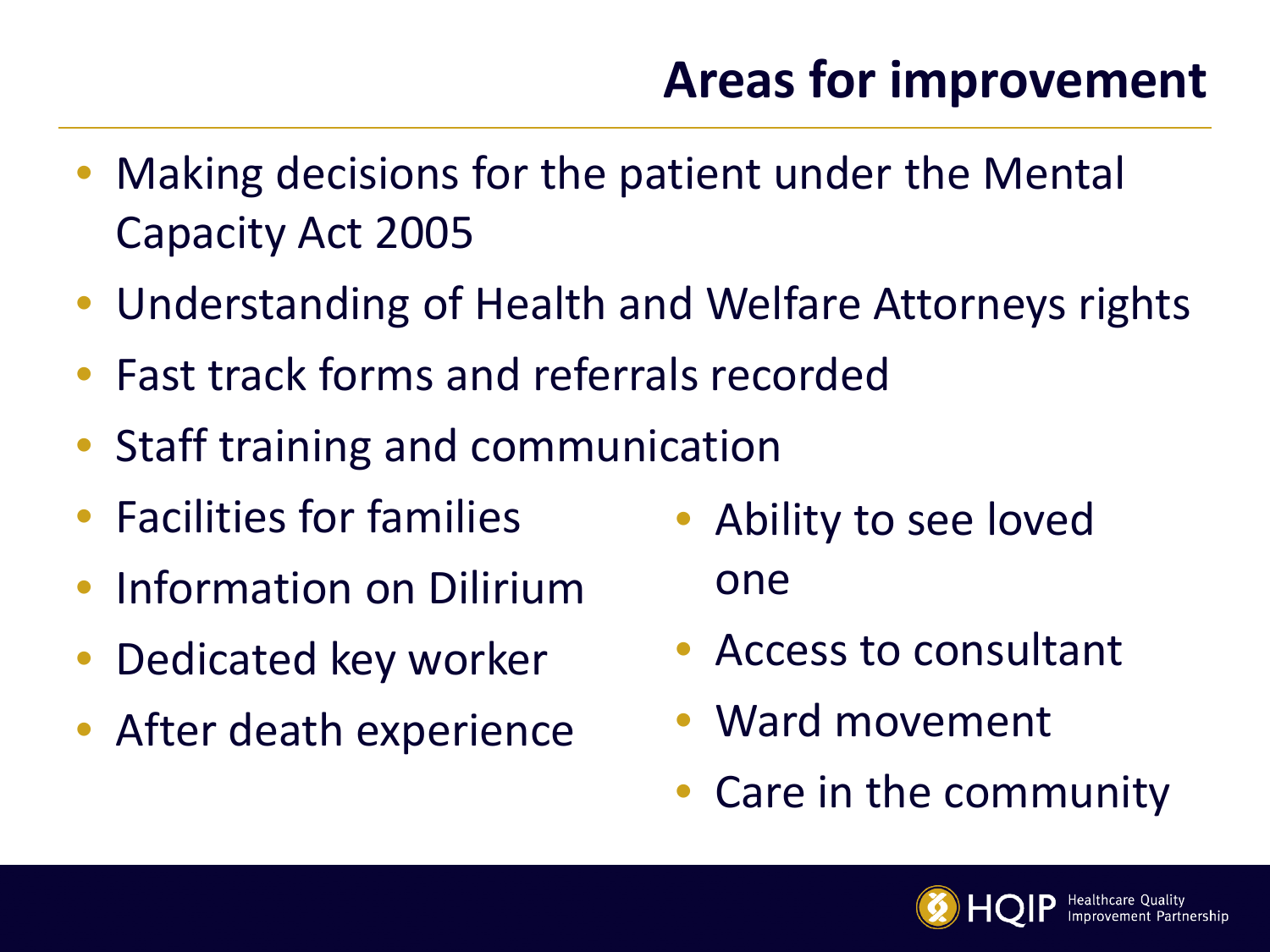# Areas for improvement

- Making decisions for the patient under the Mental Capacity Act 2005
- Understanding of Health and Welfare Attorneys rights
- Fast track forms and referrals recorded
- Staff training and communication
- Facilities for families
- Information on Dilirium
- Dedicated key worker
- After death experience
- Ability to see loved one
- Access to consultant
- Ward movement
- Care in the community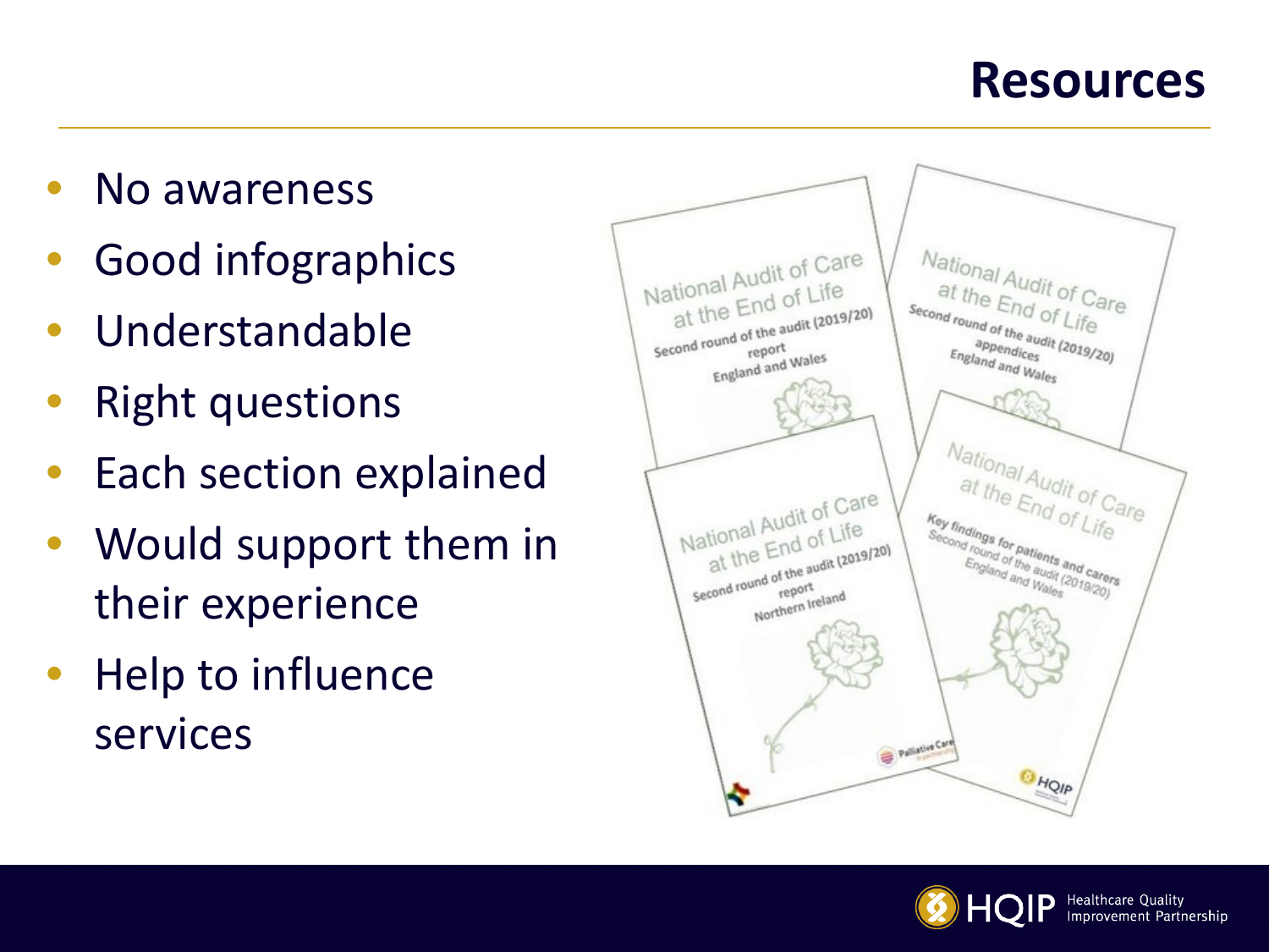# Resources

- No awareness
- Good infographics
- Understandable
- Right questions
- Each section explained
- Would support them in their experience
- Help to influence services

National Audit of Care at the End of Life
Second round of the audit (2019/20)
report
England and Wales

National Audit of Care at the End of Life
Second round of the audit (2019/20)
appendices
England and Wales

National Audit of Care at the End of Life
Second round of the audit (2019/20)
report
Northern Ireland

National Audit of Care at the End of Life
Key findings for patients and carers
Second round of the audit (2019/20)
England and Wales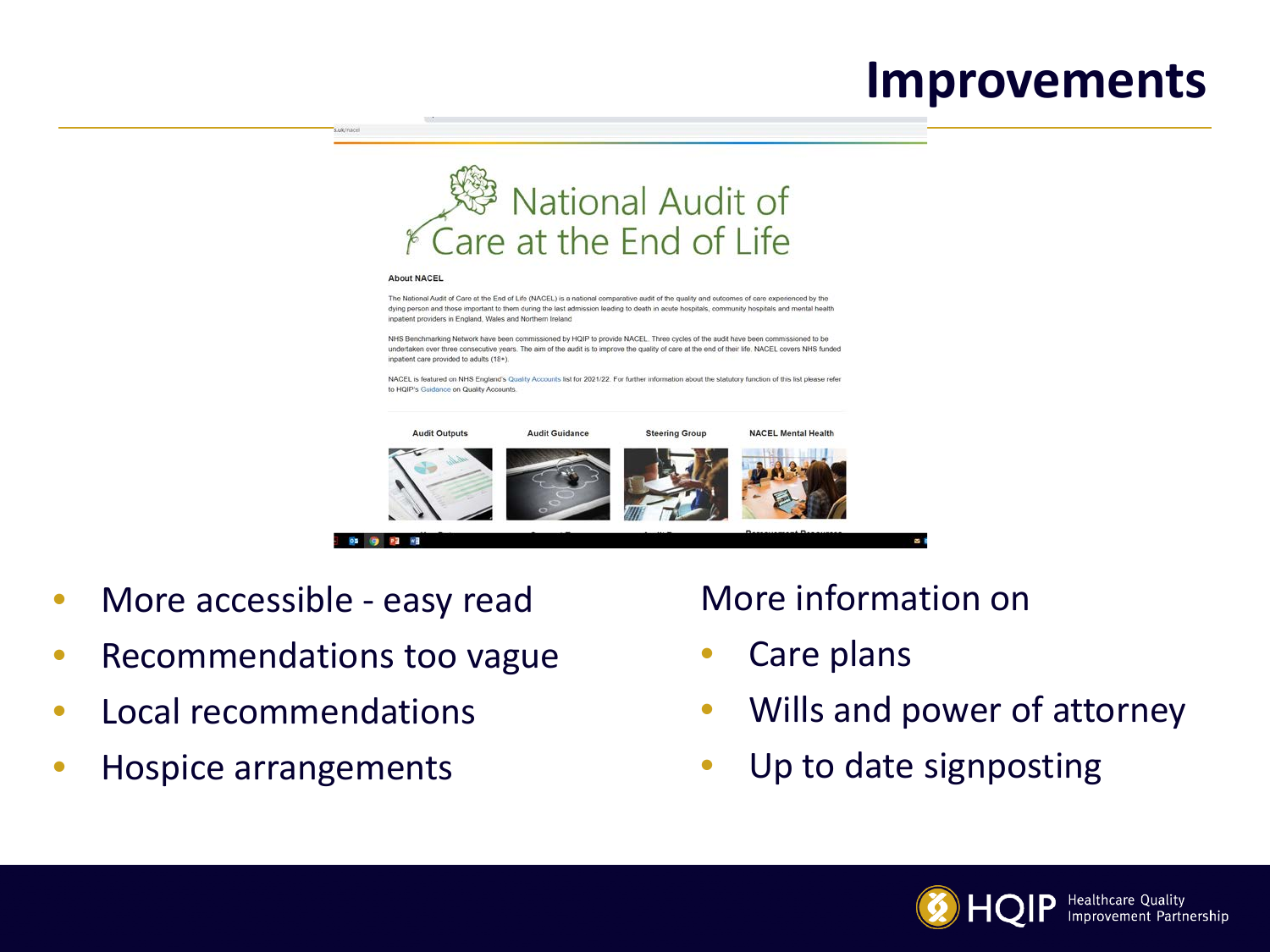# Improvements

National Audit of Care at the End of Life

**About NACEL**

The National Audit of Care at the End of Life (NACEL) is a national comparative audit of the quality and outcomes of care experienced by the dying person and those important to them during the last admission leading to death in acute hospitals, community hospitals and mental health inpatient providers in England, Wales and Northern Ireland.

NHS Benchmarking Network have been commissioned by HQIP to provide NACEL. Three cycles of the audit have been commissioned to be undertaken over three consecutive years. The aim of the audit is to improve the quality of care at the end of their life. NACEL covers NHS funded inpatient care provided to adults (18+).

NACEL is featured on NHS England's Quality Accounts list for 2021/22. For further information about the statutory function of this list please refer to HQIP's Guidance on Quality Accounts.

Audit Outputs | Audit Guidance | Steering Group | NACEL Mental Health

- More accessible - easy read
- Recommendations too vague
- Local recommendations
- Hospice arrangements

More information on

- Care plans
- Wills and power of attorney
- Up to date signposting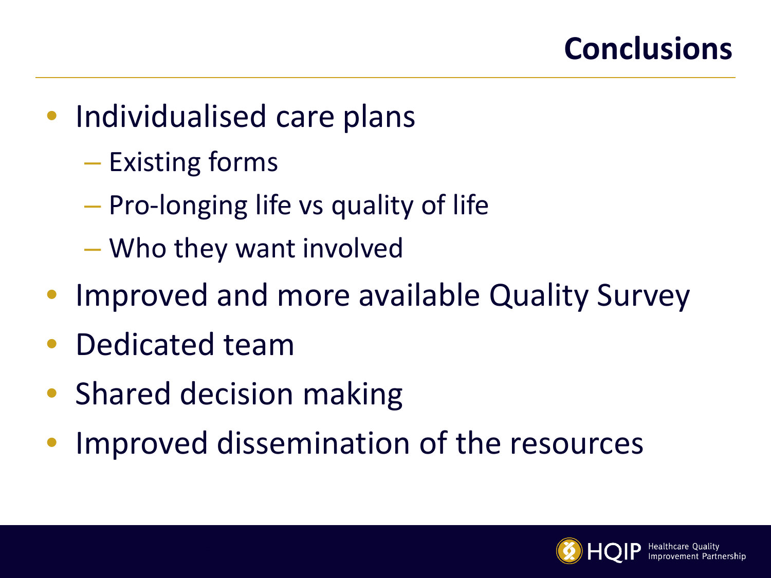# Conclusions

- Individualised care plans
  - Existing forms
  - Pro-longing life vs quality of life
  - Who they want involved
- Improved and more available Quality Survey
- Dedicated team
- Shared decision making
- Improved dissemination of the resources